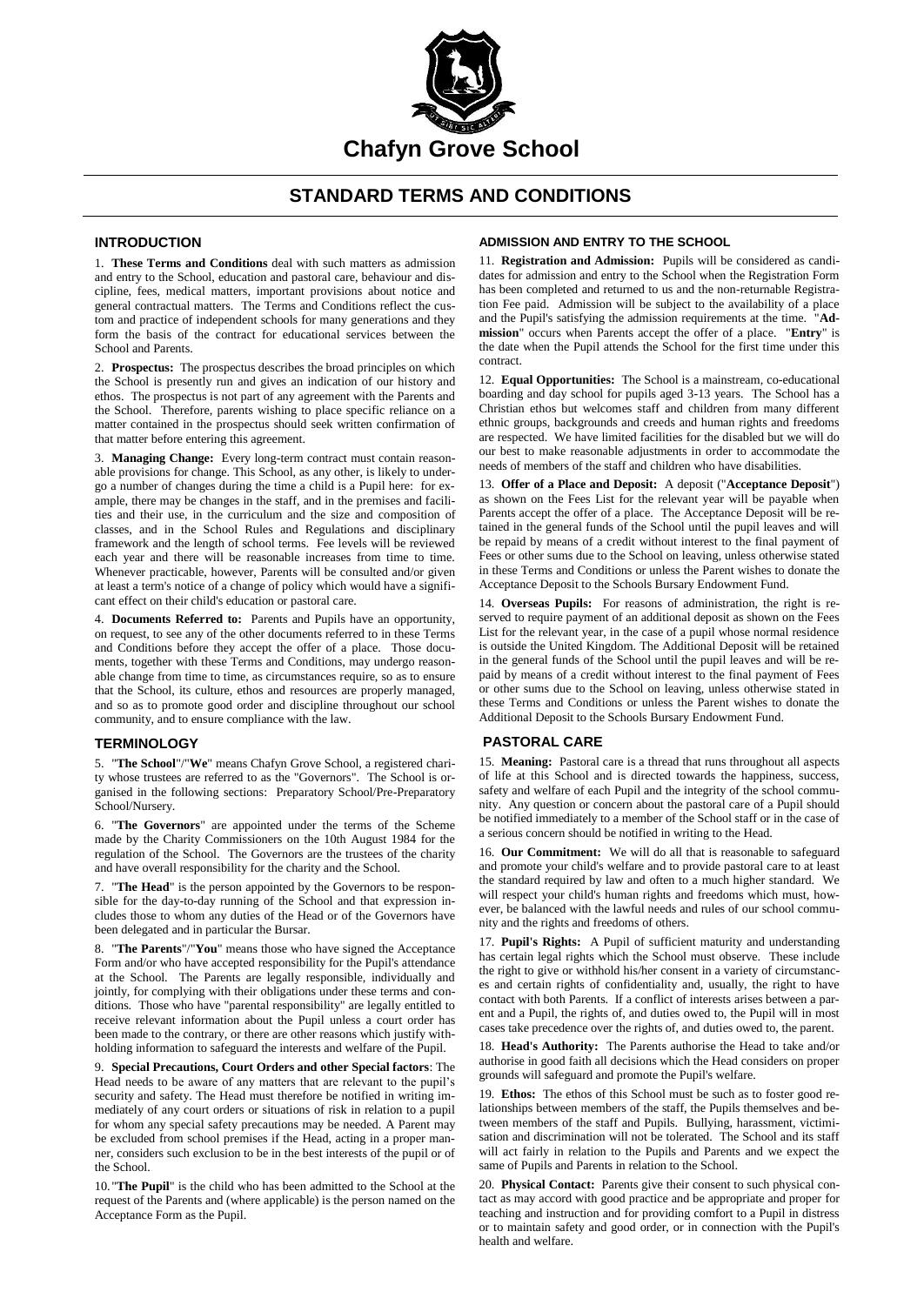# Chafyn Grove School

## STANDARD TERMS AND CONDITIONS

### INTRODUCTION

1. **These Terms and Conditions** deal with such matters as admission and entry to the School, education and pastoral care, behaviour and discipline, fees, medical matters, important provisions about notice and general contractual matters. The Terms and Conditions reflect the custom and practice of independent schools for many generations and they form the basis of the contract for educational services between the School and Parents.

2. **Prospectus:** The prospectus describes the broad principles on which the School is presently run and gives an indication of our history and ethos. The prospectus is not part of any agreement with the Parents and the School. Therefore, parents wishing to place specific reliance on a matter contained in the prospectus should seek written confirmation of that matter before entering this agreement.

3. **Managing Change:** Every long-term contract must contain reasonable provisions for change. This School, as any other, is likely to undergo a number of changes during the time a child is a Pupil here: for example, there may be changes in the staff, and in the premises and facilities and their use, in the curriculum and the size and composition of classes, and in the School Rules and Regulations and disciplinary framework and the length of school terms. Fee levels will be reviewed each year and there will be reasonable increases from time to time. Whenever practicable, however, Parents will be consulted and/or given at least a term's notice of a change of policy which would have a significant effect on their child's education or pastoral care.

4. **Documents Referred to:** Parents and Pupils have an opportunity, on request, to see any of the other documents referred to in these Terms and Conditions before they accept the offer of a place. Those documents, together with these Terms and Conditions, may undergo reasonable change from time to time, as circumstances require, so as to ensure that the School, its culture, ethos and resources are properly managed, and so as to promote good order and discipline throughout our school community, and to ensure compliance with the law.

### TERMINOLOGY

5. "**The School**"/"**We**" means Chafyn Grove School, a registered charity whose trustees are referred to as the "Governors". The School is organised in the following sections: Preparatory School/Pre-Preparatory School/Nursery.

6. "**The Governors**" are appointed under the terms of the Scheme made by the Charity Commissioners on the 10th August 1984 for the regulation of the School. The Governors are the trustees of the charity and have overall responsibility for the charity and the School.

7. "**The Head**" is the person appointed by the Governors to be responsible for the day-to-day running of the School and that expression includes those to whom any duties of the Head or of the Governors have been delegated and in particular the Bursar.

8. "**The Parents**"/"**You**" means those who have signed the Acceptance Form and/or who have accepted responsibility for the Pupil's attendance at the School. The Parents are legally responsible, individually and jointly, for complying with their obligations under these terms and conditions. Those who have "parental responsibility" are legally entitled to receive relevant information about the Pupil unless a court order has been made to the contrary, or there are other reasons which justify withholding information to safeguard the interests and welfare of the Pupil.

9. **Special Precautions, Court Orders and other Special factors**: The Head needs to be aware of any matters that are relevant to the pupil's security and safety. The Head must therefore be notified in writing immediately of any court orders or situations of risk in relation to a pupil for whom any special safety precautions may be needed. A Parent may be excluded from school premises if the Head, acting in a proper manner, considers such exclusion to be in the best interests of the pupil or of the School.

10. "**The Pupil**" is the child who has been admitted to the School at the request of the Parents and (where applicable) is the person named on the Acceptance Form as the Pupil.

### ADMISSION AND ENTRY TO THE SCHOOL

11. **Registration and Admission:** Pupils will be considered as candidates for admission and entry to the School when the Registration Form has been completed and returned to us and the non-returnable Registration Fee paid. Admission will be subject to the availability of a place and the Pupil's satisfying the admission requirements at the time. "**Admission**" occurs when Parents accept the offer of a place. "**Entry**" is the date when the Pupil attends the School for the first time under this contract.

12. **Equal Opportunities:** The School is a mainstream, co-educational boarding and day school for pupils aged 3-13 years. The School has a Christian ethos but welcomes staff and children from many different ethnic groups, backgrounds and creeds and human rights and freedoms are respected. We have limited facilities for the disabled but we will do our best to make reasonable adjustments in order to accommodate the needs of members of the staff and children who have disabilities.

13. **Offer of a Place and Deposit:** A deposit ("**Acceptance Deposit**") as shown on the Fees List for the relevant year will be payable when Parents accept the offer of a place. The Acceptance Deposit will be retained in the general funds of the School until the pupil leaves and will be repaid by means of a credit without interest to the final payment of Fees or other sums due to the School on leaving, unless otherwise stated in these Terms and Conditions or unless the Parent wishes to donate the Acceptance Deposit to the Schools Bursary Endowment Fund.

14. **Overseas Pupils:** For reasons of administration, the right is reserved to require payment of an additional deposit as shown on the Fees List for the relevant year, in the case of a pupil whose normal residence is outside the United Kingdom. The Additional Deposit will be retained in the general funds of the School until the pupil leaves and will be repaid by means of a credit without interest to the final payment of Fees or other sums due to the School on leaving, unless otherwise stated in these Terms and Conditions or unless the Parent wishes to donate the Additional Deposit to the Schools Bursary Endowment Fund.

### PASTORAL CARE

15. **Meaning:** Pastoral care is a thread that runs throughout all aspects of life at this School and is directed towards the happiness, success, safety and welfare of each Pupil and the integrity of the school community. Any question or concern about the pastoral care of a Pupil should be notified immediately to a member of the School staff or in the case of a serious concern should be notified in writing to the Head.

16. **Our Commitment:** We will do all that is reasonable to safeguard and promote your child's welfare and to provide pastoral care to at least the standard required by law and often to a much higher standard. We will respect your child's human rights and freedoms which must, however, be balanced with the lawful needs and rules of our school community and the rights and freedoms of others.

17. **Pupil's Rights:** A Pupil of sufficient maturity and understanding has certain legal rights which the School must observe. These include the right to give or withhold his/her consent in a variety of circumstances and certain rights of confidentiality and, usually, the right to have contact with both Parents. If a conflict of interests arises between a parent and a Pupil, the rights of, and duties owed to, the Pupil will in most cases take precedence over the rights of, and duties owed to, the parent.

18. **Head's Authority:** The Parents authorise the Head to take and/or authorise in good faith all decisions which the Head considers on proper grounds will safeguard and promote the Pupil's welfare.

19. **Ethos:** The ethos of this School must be such as to foster good relationships between members of the staff, the Pupils themselves and between members of the staff and Pupils. Bullying, harassment, victimisation and discrimination will not be tolerated. The School and its staff will act fairly in relation to the Pupils and Parents and we expect the same of Pupils and Parents in relation to the School.

20. **Physical Contact:** Parents give their consent to such physical contact as may accord with good practice and be appropriate and proper for teaching and instruction and for providing comfort to a Pupil in distress or to maintain safety and good order, or in connection with the Pupil's health and welfare.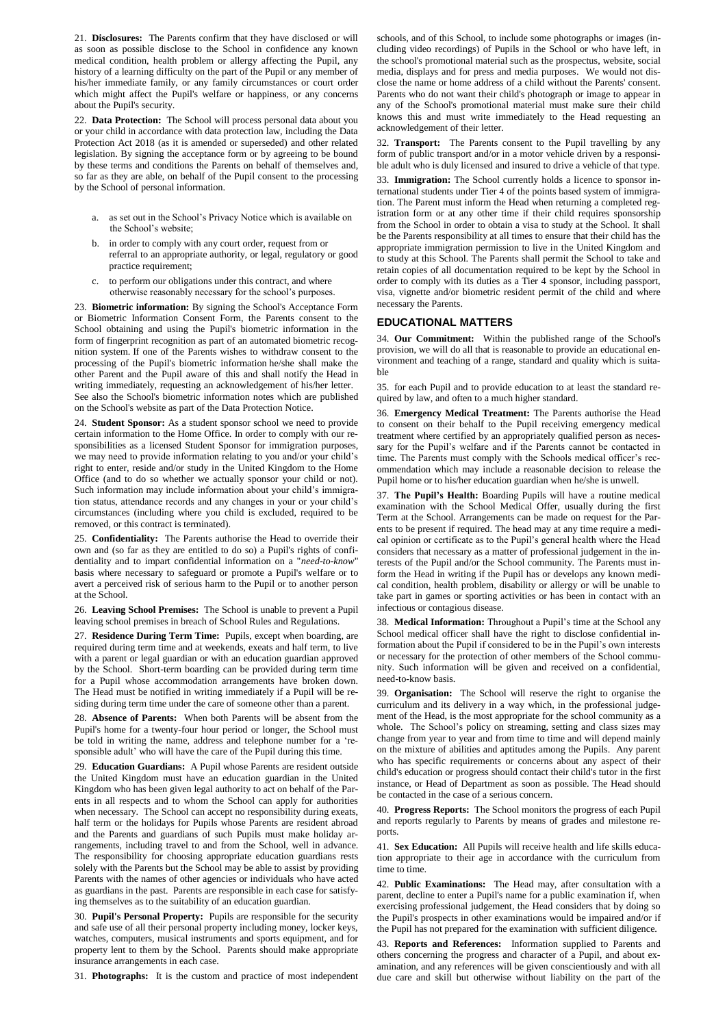21. **Disclosures:** The Parents confirm that they have disclosed or will as soon as possible disclose to the School in confidence any known medical condition, health problem or allergy affecting the Pupil, any history of a learning difficulty on the part of the Pupil or any member of his/her immediate family, or any family circumstances or court order which might affect the Pupil's welfare or happiness, or any concerns about the Pupil's security.

22. **Data Protection:** The School will process personal data about you or your child in accordance with data protection law, including the Data Protection Act 2018 (as it is amended or superseded) and other related legislation. By signing the acceptance form or by agreeing to be bound by these terms and conditions the Parents on behalf of themselves and, so far as they are able, on behalf of the Pupil consent to the processing by the School of personal information.

a. as set out in the School's Privacy Notice which is available on the School's website;

b. in order to comply with any court order, request from or referral to an appropriate authority, or legal, regulatory or good practice requirement;

c. to perform our obligations under this contract, and where otherwise reasonably necessary for the school's purposes.

23. **Biometric information:** By signing the School's Acceptance Form or Biometric Information Consent Form, the Parents consent to the School obtaining and using the Pupil's biometric information in the form of fingerprint recognition as part of an automated biometric recognition system. If one of the Parents wishes to withdraw consent to the processing of the Pupil's biometric information he/she shall make the other Parent and the Pupil aware of this and shall notify the Head in writing immediately, requesting an acknowledgement of his/her letter. See also the School's biometric information notes which are published on the School's website as part of the Data Protection Notice.

24. **Student Sponsor:** As a student sponsor school we need to provide certain information to the Home Office. In order to comply with our responsibilities as a licensed Student Sponsor for immigration purposes, we may need to provide information relating to you and/or your child's right to enter, reside and/or study in the United Kingdom to the Home Office (and to do so whether we actually sponsor your child or not). Such information may include information about your child's immigration status, attendance records and any changes in your or your child's circumstances (including where you child is excluded, required to be removed, or this contract is terminated).

25. **Confidentiality:** The Parents authorise the Head to override their own and (so far as they are entitled to do so) a Pupil's rights of confidentiality and to impart confidential information on a "*need-to-know*" basis where necessary to safeguard or promote a Pupil's welfare or to avert a perceived risk of serious harm to the Pupil or to another person at the School.

26. **Leaving School Premises:** The School is unable to prevent a Pupil leaving school premises in breach of School Rules and Regulations.

27. **Residence During Term Time:** Pupils, except when boarding, are required during term time and at weekends, exeats and half term, to live with a parent or legal guardian or with an education guardian approved by the School. Short-term boarding can be provided during term time for a Pupil whose accommodation arrangements have broken down. The Head must be notified in writing immediately if a Pupil will be residing during term time under the care of someone other than a parent.

28. **Absence of Parents:** When both Parents will be absent from the Pupil's home for a twenty-four hour period or longer, the School must be told in writing the name, address and telephone number for a 'responsible adult' who will have the care of the Pupil during this time.

29. **Education Guardians:** A Pupil whose Parents are resident outside the United Kingdom must have an education guardian in the United Kingdom who has been given legal authority to act on behalf of the Parents in all respects and to whom the School can apply for authorities when necessary. The School can accept no responsibility during exeats, half term or the holidays for Pupils whose Parents are resident abroad and the Parents and guardians of such Pupils must make holiday arrangements, including travel to and from the School, well in advance. The responsibility for choosing appropriate education guardians rests solely with the Parents but the School may be able to assist by providing Parents with the names of other agencies or individuals who have acted as guardians in the past. Parents are responsible in each case for satisfying themselves as to the suitability of an education guardian.

30. **Pupil's Personal Property:** Pupils are responsible for the security and safe use of all their personal property including money, locker keys, watches, computers, musical instruments and sports equipment, and for property lent to them by the School. Parents should make appropriate insurance arrangements in each case.

31. **Photographs:** It is the custom and practice of most independent schools, and of this School, to include some photographs or images (including video recordings) of Pupils in the School or who have left, in the school's promotional material such as the prospectus, website, social media, displays and for press and media purposes. We would not disclose the name or home address of a child without the Parents' consent. Parents who do not want their child's photograph or image to appear in any of the School's promotional material must make sure their child knows this and must write immediately to the Head requesting an acknowledgement of their letter.

32. **Transport:** The Parents consent to the Pupil travelling by any form of public transport and/or in a motor vehicle driven by a responsible adult who is duly licensed and insured to drive a vehicle of that type.

33. **Immigration:** The School currently holds a licence to sponsor international students under Tier 4 of the points based system of immigration. The Parent must inform the Head when returning a completed registration form or at any other time if their child requires sponsorship from the School in order to obtain a visa to study at the School. It shall be the Parents responsibility at all times to ensure that their child has the appropriate immigration permission to live in the United Kingdom and to study at this School. The Parents shall permit the School to take and retain copies of all documentation required to be kept by the School in order to comply with its duties as a Tier 4 sponsor, including passport, visa, vignette and/or biometric resident permit of the child and where necessary the Parents.

## EDUCATIONAL MATTERS

34. **Our Commitment:** Within the published range of the School's provision, we will do all that is reasonable to provide an educational environment and teaching of a range, standard and quality which is suitable

35. for each Pupil and to provide education to at least the standard required by law, and often to a much higher standard.

36. **Emergency Medical Treatment:** The Parents authorise the Head to consent on their behalf to the Pupil receiving emergency medical treatment where certified by an appropriately qualified person as necessary for the Pupil's welfare and if the Parents cannot be contacted in time. The Parents must comply with the Schools medical officer's recommendation which may include a reasonable decision to release the Pupil home or to his/her education guardian when he/she is unwell.

37. **The Pupil's Health:** Boarding Pupils will have a routine medical examination with the School Medical Offer, usually during the first Term at the School. Arrangements can be made on request for the Parents to be present if required. The head may at any time require a medical opinion or certificate as to the Pupil's general health where the Head considers that necessary as a matter of professional judgement in the interests of the Pupil and/or the School community. The Parents must inform the Head in writing if the Pupil has or develops any known medical condition, health problem, disability or allergy or will be unable to take part in games or sporting activities or has been in contact with an infectious or contagious disease.

38. **Medical Information:** Throughout a Pupil's time at the School any School medical officer shall have the right to disclose confidential information about the Pupil if considered to be in the Pupil's own interests or necessary for the protection of other members of the School community. Such information will be given and received on a confidential, need-to-know basis.

39. **Organisation:** The School will reserve the right to organise the curriculum and its delivery in a way which, in the professional judgement of the Head, is the most appropriate for the school community as a whole. The School's policy on streaming, setting and class sizes may change from year to year and from time to time and will depend mainly on the mixture of abilities and aptitudes among the Pupils. Any parent who has specific requirements or concerns about any aspect of their child's education or progress should contact their child's tutor in the first instance, or Head of Department as soon as possible. The Head should be contacted in the case of a serious concern.

40. **Progress Reports:** The School monitors the progress of each Pupil and reports regularly to Parents by means of grades and milestone reports.

41. **Sex Education:** All Pupils will receive health and life skills education appropriate to their age in accordance with the curriculum from time to time.

42. **Public Examinations:** The Head may, after consultation with a parent, decline to enter a Pupil's name for a public examination if, when exercising professional judgement, the Head considers that by doing so the Pupil's prospects in other examinations would be impaired and/or if the Pupil has not prepared for the examination with sufficient diligence.

43. **Reports and References:** Information supplied to Parents and others concerning the progress and character of a Pupil, and about examination, and any references will be given conscientiously and with all due care and skill but otherwise without liability on the part of the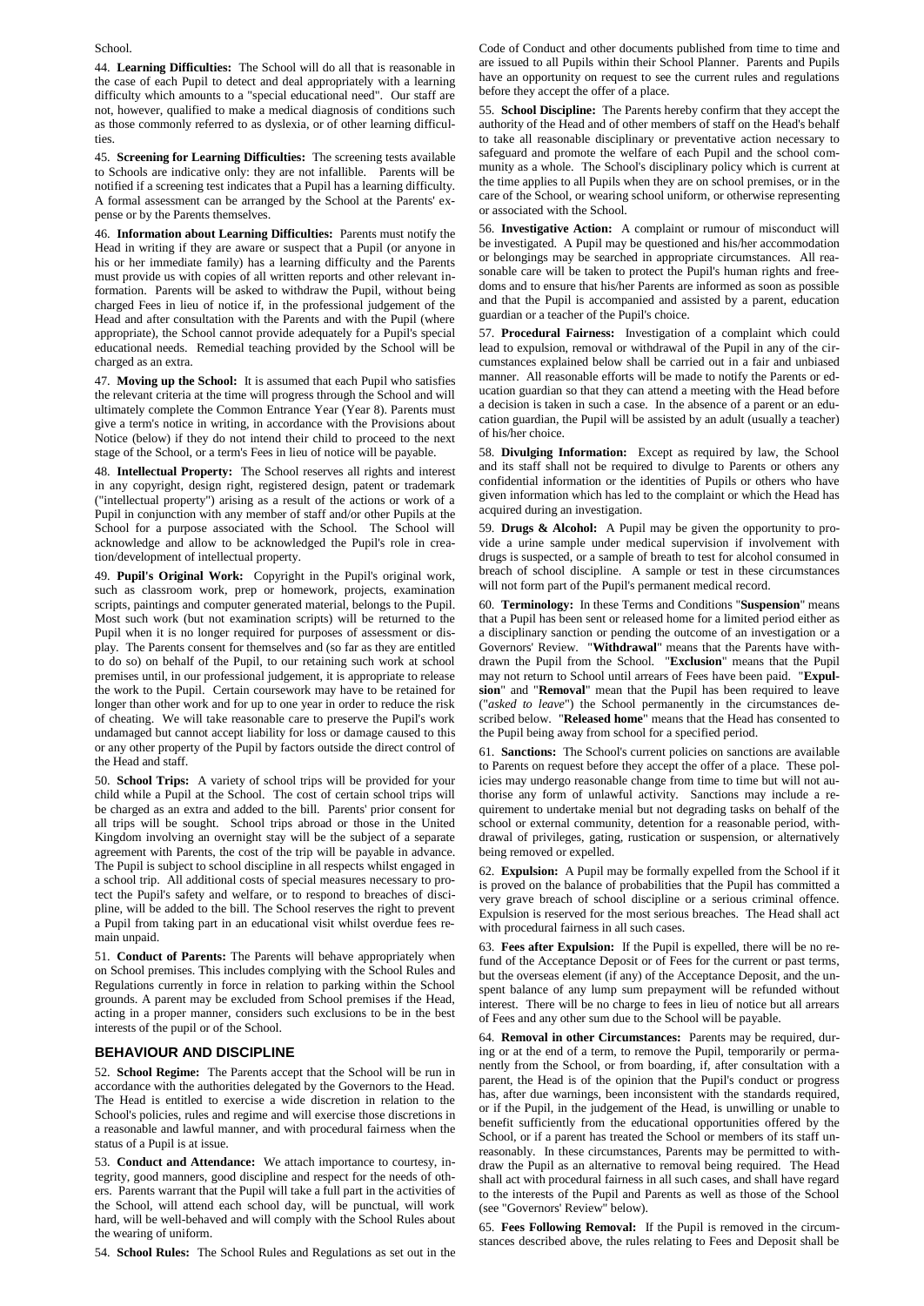School.

44. **Learning Difficulties:** The School will do all that is reasonable in the case of each Pupil to detect and deal appropriately with a learning difficulty which amounts to a "special educational need". Our staff are not, however, qualified to make a medical diagnosis of conditions such as those commonly referred to as dyslexia, or of other learning difficulties.

45. **Screening for Learning Difficulties:** The screening tests available to Schools are indicative only: they are not infallible. Parents will be notified if a screening test indicates that a Pupil has a learning difficulty. A formal assessment can be arranged by the School at the Parents' expense or by the Parents themselves.

46. **Information about Learning Difficulties:** Parents must notify the Head in writing if they are aware or suspect that a Pupil (or anyone in his or her immediate family) has a learning difficulty and the Parents must provide us with copies of all written reports and other relevant information. Parents will be asked to withdraw the Pupil, without being charged Fees in lieu of notice if, in the professional judgement of the Head and after consultation with the Parents and with the Pupil (where appropriate), the School cannot provide adequately for a Pupil's special educational needs. Remedial teaching provided by the School will be charged as an extra.

47. **Moving up the School:** It is assumed that each Pupil who satisfies the relevant criteria at the time will progress through the School and will ultimately complete the Common Entrance Year (Year 8). Parents must give a term's notice in writing, in accordance with the Provisions about Notice (below) if they do not intend their child to proceed to the next stage of the School, or a term's Fees in lieu of notice will be payable.

48. **Intellectual Property:** The School reserves all rights and interest in any copyright, design right, registered design, patent or trademark ("intellectual property") arising as a result of the actions or work of a Pupil in conjunction with any member of staff and/or other Pupils at the School for a purpose associated with the School. The School will acknowledge and allow to be acknowledged the Pupil's role in creation/development of intellectual property.

49. **Pupil's Original Work:** Copyright in the Pupil's original work, such as classroom work, prep or homework, projects, examination scripts, paintings and computer generated material, belongs to the Pupil. Most such work (but not examination scripts) will be returned to the Pupil when it is no longer required for purposes of assessment or display. The Parents consent for themselves and (so far as they are entitled to do so) on behalf of the Pupil, to our retaining such work at school premises until, in our professional judgement, it is appropriate to release the work to the Pupil. Certain coursework may have to be retained for longer than other work and for up to one year in order to reduce the risk of cheating. We will take reasonable care to preserve the Pupil's work undamaged but cannot accept liability for loss or damage caused to this or any other property of the Pupil by factors outside the direct control of the Head and staff.

50. **School Trips:** A variety of school trips will be provided for your child while a Pupil at the School. The cost of certain school trips will be charged as an extra and added to the bill. Parents' prior consent for all trips will be sought. School trips abroad or those in the United Kingdom involving an overnight stay will be the subject of a separate agreement with Parents, the cost of the trip will be payable in advance. The Pupil is subject to school discipline in all respects whilst engaged in a school trip. All additional costs of special measures necessary to protect the Pupil's safety and welfare, or to respond to breaches of discipline, will be added to the bill. The School reserves the right to prevent a Pupil from taking part in an educational visit whilst overdue fees remain unpaid.

51. **Conduct of Parents:** The Parents will behave appropriately when on School premises. This includes complying with the School Rules and Regulations currently in force in relation to parking within the School grounds. A parent may be excluded from School premises if the Head, acting in a proper manner, considers such exclusions to be in the best interests of the pupil or of the School.

## BEHAVIOUR AND DISCIPLINE

52. **School Regime:** The Parents accept that the School will be run in accordance with the authorities delegated by the Governors to the Head. The Head is entitled to exercise a wide discretion in relation to the School's policies, rules and regime and will exercise those discretions in a reasonable and lawful manner, and with procedural fairness when the status of a Pupil is at issue.

53. **Conduct and Attendance:** We attach importance to courtesy, integrity, good manners, good discipline and respect for the needs of others. Parents warrant that the Pupil will take a full part in the activities of the School, will attend each school day, will be punctual, will work hard, will be well-behaved and will comply with the School Rules about the wearing of uniform.

54. **School Rules:** The School Rules and Regulations as set out in the Code of Conduct and other documents published from time to time and are issued to all Pupils within their School Planner. Parents and Pupils have an opportunity on request to see the current rules and regulations before they accept the offer of a place.

55. **School Discipline:** The Parents hereby confirm that they accept the authority of the Head and of other members of staff on the Head's behalf to take all reasonable disciplinary or preventative action necessary to safeguard and promote the welfare of each Pupil and the school community as a whole. The School's disciplinary policy which is current at the time applies to all Pupils when they are on school premises, or in the care of the School, or wearing school uniform, or otherwise representing or associated with the School.

56. **Investigative Action:** A complaint or rumour of misconduct will be investigated. A Pupil may be questioned and his/her accommodation or belongings may be searched in appropriate circumstances. All reasonable care will be taken to protect the Pupil's human rights and freedoms and to ensure that his/her Parents are informed as soon as possible and that the Pupil is accompanied and assisted by a parent, education guardian or a teacher of the Pupil's choice.

57. **Procedural Fairness:** Investigation of a complaint which could lead to expulsion, removal or withdrawal of the Pupil in any of the circumstances explained below shall be carried out in a fair and unbiased manner. All reasonable efforts will be made to notify the Parents or education guardian so that they can attend a meeting with the Head before a decision is taken in such a case. In the absence of a parent or an education guardian, the Pupil will be assisted by an adult (usually a teacher) of his/her choice.

58. **Divulging Information:** Except as required by law, the School and its staff shall not be required to divulge to Parents or others any confidential information or the identities of Pupils or others who have given information which has led to the complaint or which the Head has acquired during an investigation.

59. **Drugs & Alcohol:** A Pupil may be given the opportunity to provide a urine sample under medical supervision if involvement with drugs is suspected, or a sample of breath to test for alcohol consumed in breach of school discipline. A sample or test in these circumstances will not form part of the Pupil's permanent medical record.

60. **Terminology:** In these Terms and Conditions "**Suspension**" means that a Pupil has been sent or released home for a limited period either as a disciplinary sanction or pending the outcome of an investigation or a Governors' Review. "**Withdrawal**" means that the Parents have withdrawn the Pupil from the School. "**Exclusion**" means that the Pupil may not return to School until arrears of Fees have been paid. "**Expulsion**" and "**Removal**" mean that the Pupil has been required to leave ("*asked to leave*") the School permanently in the circumstances described below. "**Released home**" means that the Head has consented to the Pupil being away from school for a specified period.

61. **Sanctions:** The School's current policies on sanctions are available to Parents on request before they accept the offer of a place. These policies may undergo reasonable change from time to time but will not authorise any form of unlawful activity. Sanctions may include a requirement to undertake menial but not degrading tasks on behalf of the school or external community, detention for a reasonable period, withdrawal of privileges, gating, rustication or suspension, or alternatively being removed or expelled.

62. **Expulsion:** A Pupil may be formally expelled from the School if it is proved on the balance of probabilities that the Pupil has committed a very grave breach of school discipline or a serious criminal offence. Expulsion is reserved for the most serious breaches. The Head shall act with procedural fairness in all such cases.

63. **Fees after Expulsion:** If the Pupil is expelled, there will be no refund of the Acceptance Deposit or of Fees for the current or past terms, but the overseas element (if any) of the Acceptance Deposit, and the unspent balance of any lump sum prepayment will be refunded without interest. There will be no charge to fees in lieu of notice but all arrears of Fees and any other sum due to the School will be payable.

64. **Removal in other Circumstances:** Parents may be required, during or at the end of a term, to remove the Pupil, temporarily or permanently from the School, or from boarding, if, after consultation with a parent, the Head is of the opinion that the Pupil's conduct or progress has, after due warnings, been inconsistent with the standards required, or if the Pupil, in the judgement of the Head, is unwilling or unable to benefit sufficiently from the educational opportunities offered by the School, or if a parent has treated the School or members of its staff unreasonably. In these circumstances, Parents may be permitted to withdraw the Pupil as an alternative to removal being required. The Head shall act with procedural fairness in all such cases, and shall have regard to the interests of the Pupil and Parents as well as those of the School (see "Governors' Review" below).

65. **Fees Following Removal:** If the Pupil is removed in the circumstances described above, the rules relating to Fees and Deposit shall be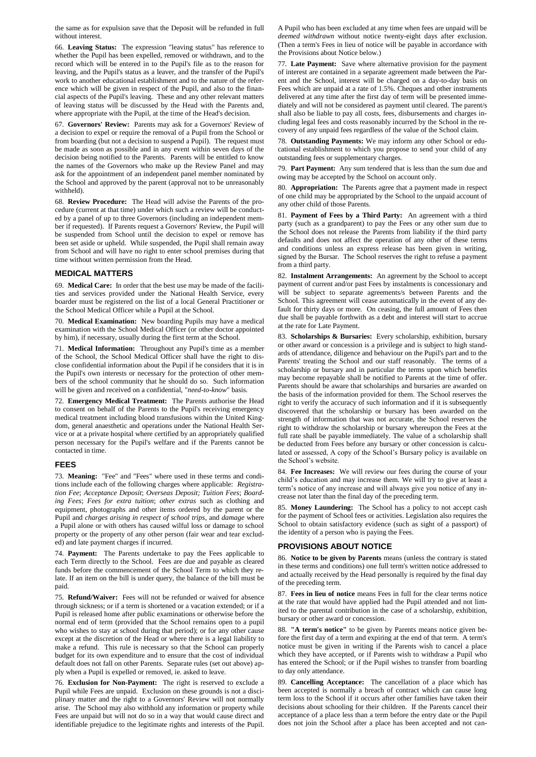the same as for expulsion save that the Deposit will be refunded in full without interest.

66. **Leaving Status:** The expression "leaving status" has reference to whether the Pupil has been expelled, removed or withdrawn, and to the record which will be entered in to the Pupil's file as to the reason for leaving, and the Pupil's status as a leaver, and the transfer of the Pupil's work to another educational establishment and to the nature of the reference which will be given in respect of the Pupil, and also to the financial aspects of the Pupil's leaving. These and any other relevant matters of leaving status will be discussed by the Head with the Parents and, where appropriate with the Pupil, at the time of the Head's decision.

67. **Governors' Review:** Parents may ask for a Governors' Review of a decision to expel or require the removal of a Pupil from the School or from boarding (but not a decision to suspend a Pupil). The request must be made as soon as possible and in any event within seven days of the decision being notified to the Parents. Parents will be entitled to know the names of the Governors who make up the Review Panel and may ask for the appointment of an independent panel member nominated by the School and approved by the parent (approval not to be unreasonably withheld).

68. **Review Procedure:** The Head will advise the Parents of the procedure (current at that time) under which such a review will be conducted by a panel of up to three Governors (including an independent member if requested). If Parents request a Governors' Review, the Pupil will be suspended from School until the decision to expel or remove has been set aside or upheld. While suspended, the Pupil shall remain away from School and will have no right to enter school premises during that time without written permission from the Head.

## MEDICAL MATTERS

69. **Medical Care:** In order that the best use may be made of the facilities and services provided under the National Health Service, every boarder must be registered on the list of a local General Practitioner or the School Medical Officer while a Pupil at the School.

70. **Medical Examination:** New boarding Pupils may have a medical examination with the School Medical Officer (or other doctor appointed by him), if necessary, usually during the first term at the School.

71. **Medical Information:** Throughout any Pupil's time as a member of the School, the School Medical Officer shall have the right to disclose confidential information about the Pupil if he considers that it is in the Pupil's own interests or necessary for the protection of other members of the school community that he should do so. Such information will be given and received on a confidential, "*need-to-know*" basis.

72. **Emergency Medical Treatment:** The Parents authorise the Head to consent on behalf of the Parents to the Pupil's receiving emergency medical treatment including blood transfusions within the United Kingdom, general anaesthetic and operations under the National Health Service or at a private hospital where certified by an appropriately qualified person necessary for the Pupil's welfare and if the Parents cannot be contacted in time.

## FEES

73. **Meaning:** "Fee" and "Fees" where used in these terms and conditions include each of the following charges where applicable: *Registration Fee*; *Acceptance Deposit*; *Overseas Deposit; Tuition Fees*; *Boarding Fees*; *Fees for extra tuition*; *other extras* such as clothing and equipment, photographs and other items ordered by the parent or the Pupil and *charges arising in respect of school trips*, and *damage* where a Pupil alone or with others has caused wilful loss or damage to school property or the property of any other person (fair wear and tear excluded) and late payment charges if incurred.

74. **Payment:** The Parents undertake to pay the Fees applicable to each Term directly to the School. Fees are due and payable as cleared funds before the commencement of the School Term to which they relate. If an item on the bill is under query, the balance of the bill must be paid.

75. **Refund/Waiver:** Fees will not be refunded or waived for absence through sickness; or if a term is shortened or a vacation extended; or if a Pupil is released home after public examinations or otherwise before the normal end of term (provided that the School remains open to a pupil who wishes to stay at school during that period); or for any other cause except at the discretion of the Head or where there is a legal liability to make a refund. This rule is necessary so that the School can properly budget for its own expenditure and to ensure that the cost of individual default does not fall on other Parents. Separate rules (set out above) apply when a Pupil is expelled or removed, ie. asked to leave.

76. **Exclusion for Non-Payment:** The right is reserved to exclude a Pupil while Fees are unpaid. Exclusion on these grounds is not a disciplinary matter and the right to a Governors' Review will not normally arise. The School may also withhold any information or property while Fees are unpaid but will not do so in a way that would cause direct and identifiable prejudice to the legitimate rights and interests of the Pupil. A Pupil who has been excluded at any time when fees are unpaid will be *deemed withdrawn* without notice twenty-eight days after exclusion. (Then a term's Fees in lieu of notice will be payable in accordance with the Provisions about Notice below.)

77. **Late Payment:** Save where alternative provision for the payment of interest are contained in a separate agreement made between the Parent and the School, interest will be charged on a day-to-day basis on Fees which are unpaid at a rate of 1.5%. Cheques and other instruments delivered at any time after the first day of term will be presented immediately and will not be considered as payment until cleared. The parent/s shall also be liable to pay all costs, fees, disbursements and charges including legal fees and costs reasonably incurred by the School in the recovery of any unpaid fees regardless of the value of the School claim.

78. **Outstanding Payments:** We may inform any other School or educational establishment to which you propose to send your child of any outstanding fees or supplementary charges.

79. **Part Payment:** Any sum tendered that is less than the sum due and owing may be accepted by the School on account only.

80. **Appropriation:** The Parents agree that a payment made in respect of one child may be appropriated by the School to the unpaid account of any other child of those Parents.

81. **Payment of Fees by a Third Party:** An agreement with a third party (such as a grandparent) to pay the Fees or any other sum due to the School does not release the Parents from liability if the third party defaults and does not affect the operation of any other of these terms and conditions unless an express release has been given in writing, signed by the Bursar. The School reserves the right to refuse a payment from a third party.

82. **Instalment Arrangements:** An agreement by the School to accept payment of current and/or past Fees by instalments is concessionary and will be subject to separate agreements/s between Parents and the School. This agreement will cease automatically in the event of any default for thirty days or more. On ceasing, the full amount of Fees then due shall be payable forthwith as a debt and interest will start to accrue at the rate for Late Payment.

83. **Scholarships & Bursaries:** Every scholarship, exhibition, bursary or other award or concession is a privilege and is subject to high standards of attendance, diligence and behaviour on the Pupil's part and to the Parents' treating the School and our staff reasonably. The terms of a scholarship or bursary and in particular the terms upon which benefits may become repayable shall be notified to Parents at the time of offer. Parents should be aware that scholarships and bursaries are awarded on the basis of the information provided for them. The School reserves the right to verify the accuracy of such information and if it is subsequently discovered that the scholarship or bursary has been awarded on the strength of information that was not accurate, the School reserves the right to withdraw the scholarship or bursary whereupon the Fees at the full rate shall be payable immediately. The value of a scholarship shall be deducted from Fees before any bursary or other concession is calculated or assessed, A copy of the School's Bursary policy is available on the School's website.

84. **Fee Increases:** We will review our fees during the course of your child's education and may increase them. We will try to give at least a term's notice of any increase and will always give you notice of any increase not later than the final day of the preceding term.

85. **Money Laundering:** The School has a policy to not accept cash for the payment of School fees or activities. Legislation also requires the School to obtain satisfactory evidence (such as sight of a passport) of the identity of a person who is paying the Fees.

## PROVISIONS ABOUT NOTICE

86. **Notice to be given by Parents** means (unless the contrary is stated in these terms and conditions) one full term's written notice addressed to and actually received by the Head personally is required by the final day of the preceding term.

87. **Fees in lieu of notice** means Fees in full for the clear terms notice at the rate that would have applied had the Pupil attended and not limited to the parental contribution in the case of a scholarship, exhibition, bursary or other award or concession.

88. **"A term's notice"** to be given by Parents means notice given before the first day of a term and expiring at the end of that term. A term's notice must be given in writing if the Parents wish to cancel a place which they have accepted, or if Parents wish to withdraw a Pupil who has entered the School; or if the Pupil wishes to transfer from boarding to day only attendance.

89. **Cancelling Acceptance:** The cancellation of a place which has been accepted is normally a breach of contract which can cause long term loss to the School if it occurs after other families have taken their decisions about schooling for their children. If the Parents cancel their acceptance of a place less than a term before the entry date or the Pupil does not join the School after a place has been accepted and not can-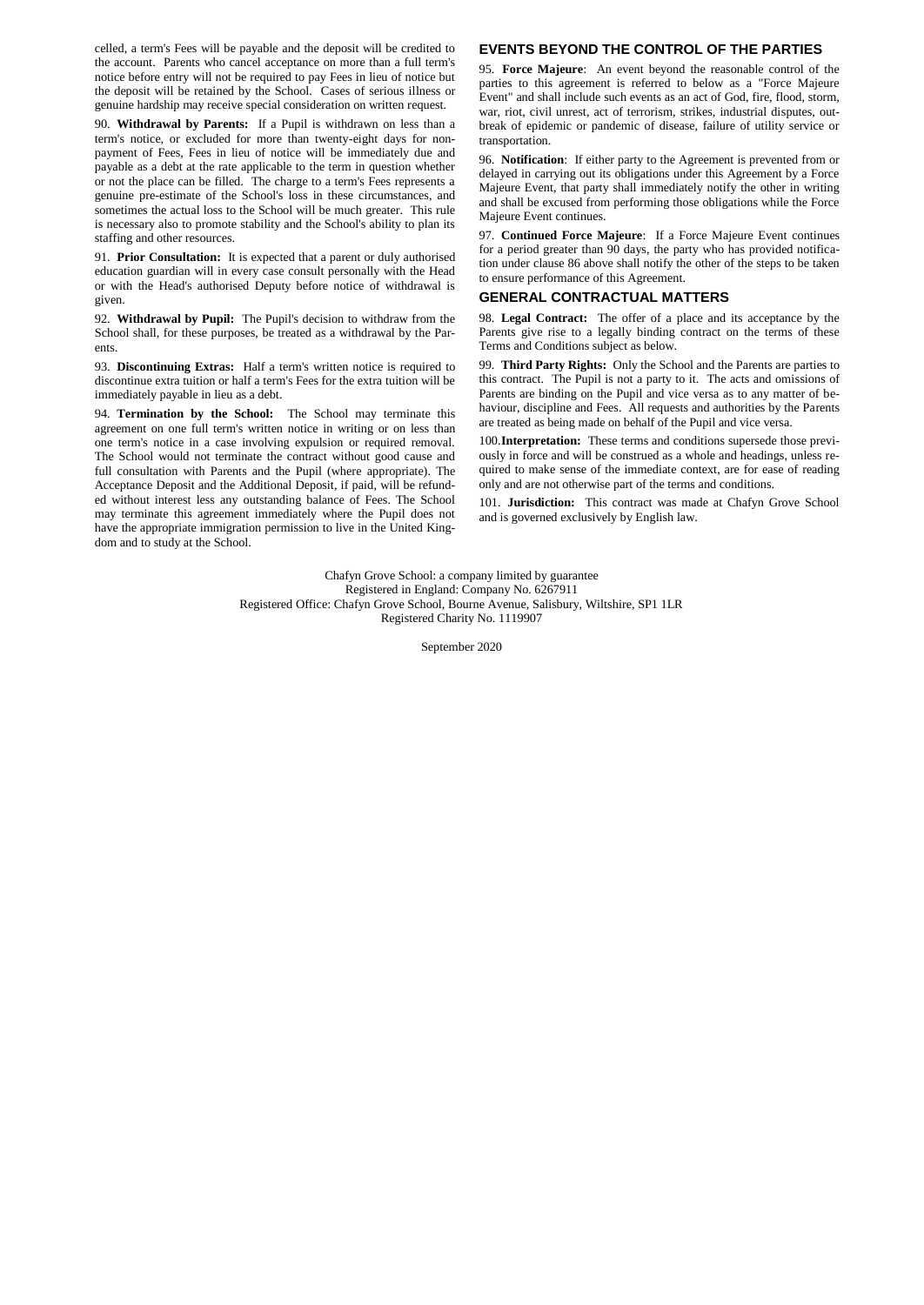celled, a term's Fees will be payable and the deposit will be credited to the account. Parents who cancel acceptance on more than a full term's notice before entry will not be required to pay Fees in lieu of notice but the deposit will be retained by the School. Cases of serious illness or genuine hardship may receive special consideration on written request.

90. **Withdrawal by Parents:** If a Pupil is withdrawn on less than a term's notice, or excluded for more than twenty-eight days for non-payment of Fees, Fees in lieu of notice will be immediately due and payable as a debt at the rate applicable to the term in question whether or not the place can be filled. The charge to a term's Fees represents a genuine pre-estimate of the School's loss in these circumstances, and sometimes the actual loss to the School will be much greater. This rule is necessary also to promote stability and the School's ability to plan its staffing and other resources.

91. **Prior Consultation:** It is expected that a parent or duly authorised education guardian will in every case consult personally with the Head or with the Head's authorised Deputy before notice of withdrawal is given.

92. **Withdrawal by Pupil:** The Pupil's decision to withdraw from the School shall, for these purposes, be treated as a withdrawal by the Parents.

93. **Discontinuing Extras:** Half a term's written notice is required to discontinue extra tuition or half a term's Fees for the extra tuition will be immediately payable in lieu as a debt.

94. **Termination by the School:** The School may terminate this agreement on one full term's written notice in writing or on less than one term's notice in a case involving expulsion or required removal. The School would not terminate the contract without good cause and full consultation with Parents and the Pupil (where appropriate). The Acceptance Deposit and the Additional Deposit, if paid, will be refunded without interest less any outstanding balance of Fees. The School may terminate this agreement immediately where the Pupil does not have the appropriate immigration permission to live in the United Kingdom and to study at the School.

## EVENTS BEYOND THE CONTROL OF THE PARTIES

95. **Force Majeure**: An event beyond the reasonable control of the parties to this agreement is referred to below as a "Force Majeure Event" and shall include such events as an act of God, fire, flood, storm, war, riot, civil unrest, act of terrorism, strikes, industrial disputes, outbreak of epidemic or pandemic of disease, failure of utility service or transportation.

96. **Notification**: If either party to the Agreement is prevented from or delayed in carrying out its obligations under this Agreement by a Force Majeure Event, that party shall immediately notify the other in writing and shall be excused from performing those obligations while the Force Majeure Event continues.

97. **Continued Force Majeure**: If a Force Majeure Event continues for a period greater than 90 days, the party who has provided notification under clause 86 above shall notify the other of the steps to be taken to ensure performance of this Agreement.

## GENERAL CONTRACTUAL MATTERS

98. **Legal Contract:** The offer of a place and its acceptance by the Parents give rise to a legally binding contract on the terms of these Terms and Conditions subject as below.

99. **Third Party Rights:** Only the School and the Parents are parties to this contract. The Pupil is not a party to it. The acts and omissions of Parents are binding on the Pupil and vice versa as to any matter of behaviour, discipline and Fees. All requests and authorities by the Parents are treated as being made on behalf of the Pupil and vice versa.

100. **Interpretation:** These terms and conditions supersede those previously in force and will be construed as a whole and headings, unless required to make sense of the immediate context, are for ease of reading only and are not otherwise part of the terms and conditions.

101. **Jurisdiction:** This contract was made at Chafyn Grove School and is governed exclusively by English law.

Chafyn Grove School: a company limited by guarantee
Registered in England: Company No. 6267911
Registered Office: Chafyn Grove School, Bourne Avenue, Salisbury, Wiltshire, SP1 1LR
Registered Charity No. 1119907

September 2020